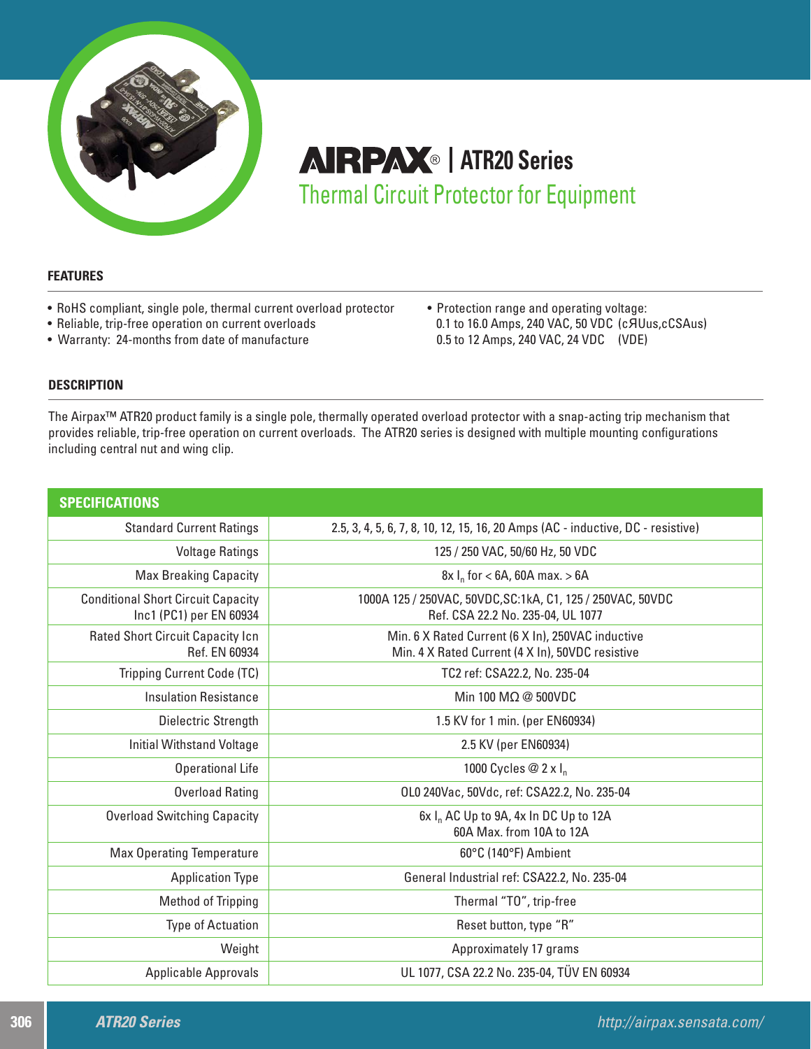# AIRPAX® | ATR20 Series

## Thermal Circuit Protector for Equipment

### FEATURES

- RoHS compliant, single pole, thermal current overload protector
- Reliable, trip-free operation on current overloads
- Warranty: 24-months from date of manufacture
- Protection range and operating voltage:
  0.1 to 16.0 Amps, 240 VAC, 50 VDC (cЯUus,cCSAus)
  0.5 to 12 Amps, 240 VAC, 24 VDC (VDE)

### DESCRIPTION

The Airpax™ ATR20 product family is a single pole, thermally operated overload protector with a snap-acting trip mechanism that provides reliable, trip-free operation on current overloads. The ATR20 series is designed with multiple mounting configurations including central nut and wing clip.

| SPECIFICATIONS | |
|---|---|
| Standard Current Ratings | 2.5, 3, 4, 5, 6, 7, 8, 10, 12, 15, 16, 20 Amps (AC - inductive, DC - resistive) |
| Voltage Ratings | 125 / 250 VAC, 50/60 Hz, 50 VDC |
| Max Breaking Capacity | 8x $I_n$ for < 6A, 60A max. > 6A |
| Conditional Short Circuit Capacity Inc1 (PC1) per EN 60934 | 1000A 125 / 250VAC, 50VDC,SC:1kA, C1, 125 / 250VAC, 50VDC Ref. CSA 22.2 No. 235-04, UL 1077 |
| Rated Short Circuit Capacity Icn Ref. EN 60934 | Min. 6 X Rated Current (6 X In), 250VAC inductive Min. 4 X Rated Current (4 X In), 50VDC resistive |
| Tripping Current Code (TC) | TC2 ref: CSA22.2, No. 235-04 |
| Insulation Resistance | Min 100 MΩ @ 500VDC |
| Dielectric Strength | 1.5 KV for 1 min. (per EN60934) |
| Initial Withstand Voltage | 2.5 KV (per EN60934) |
| Operational Life | 1000 Cycles @ 2 x $I_n$ |
| Overload Rating | OL0 240Vac, 50Vdc, ref: CSA22.2, No. 235-04 |
| Overload Switching Capacity | 6x $I_n$ AC Up to 9A, 4x In DC Up to 12A 60A Max. from 10A to 12A |
| Max Operating Temperature | 60°C (140°F) Ambient |
| Application Type | General Industrial ref: CSA22.2, No. 235-04 |
| Method of Tripping | Thermal "TO", trip-free |
| Type of Actuation | Reset button, type "R" |
| Weight | Approximately 17 grams |
| Applicable Approvals | UL 1077, CSA 22.2 No. 235-04, TÜV EN 60934 |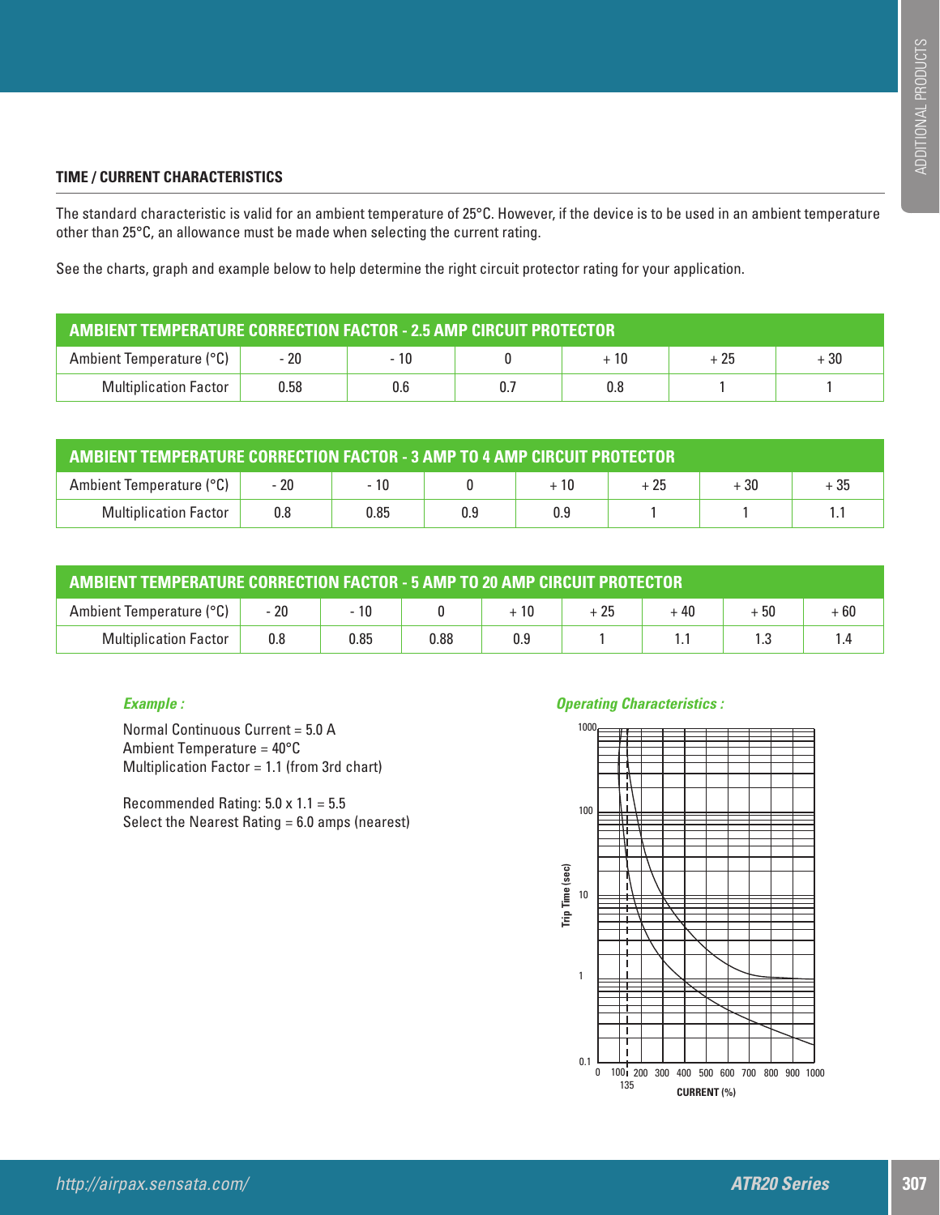### TIME / CURRENT CHARACTERISTICS

The standard characteristic is valid for an ambient temperature of 25°C. However, if the device is to be used in an ambient temperature other than 25°C, an allowance must be made when selecting the current rating.

See the charts, graph and example below to help determine the right circuit protector rating for your application.

| AMBIENT TEMPERATURE CORRECTION FACTOR - 2.5 AMP CIRCUIT PROTECTOR | | | | | | |
|---|---|---|---|---|---|---|
| Ambient Temperature (°C) | - 20 | - 10 | 0 | + 10 | + 25 | + 30 |
| Multiplication Factor | 0.58 | 0.6 | 0.7 | 0.8 | 1 | 1 |

| AMBIENT TEMPERATURE CORRECTION FACTOR - 3 AMP TO 4 AMP CIRCUIT PROTECTOR | | | | | | | |
|---|---|---|---|---|---|---|---|
| Ambient Temperature (°C) | - 20 | - 10 | 0 | + 10 | + 25 | + 30 | + 35 |
| Multiplication Factor | 0.8 | 0.85 | 0.9 | 0.9 | 1 | 1 | 1.1 |

| AMBIENT TEMPERATURE CORRECTION FACTOR - 5 AMP TO 20 AMP CIRCUIT PROTECTOR | | | | | | | | |
|---|---|---|---|---|---|---|---|---|
| Ambient Temperature (°C) | - 20 | - 10 | 0 | + 10 | + 25 | + 40 | + 50 | + 60 |
| Multiplication Factor | 0.8 | 0.85 | 0.88 | 0.9 | 1 | 1.1 | 1.3 | 1.4 |

***Example :***

Normal Continuous Current = 5.0 A
Ambient Temperature = 40°C
Multiplication Factor = 1.1 (from 3rd chart)

Recommended Rating: 5.0 x 1.1 = 5.5
Select the Nearest Rating = 6.0 amps (nearest)

***Operating Characteristics :***

Trip Time (sec): 0.1, 1, 10, 100, 1000

CURRENT (%): 0, 100, 135, 200, 300, 400, 500, 600, 700, 800, 900, 1000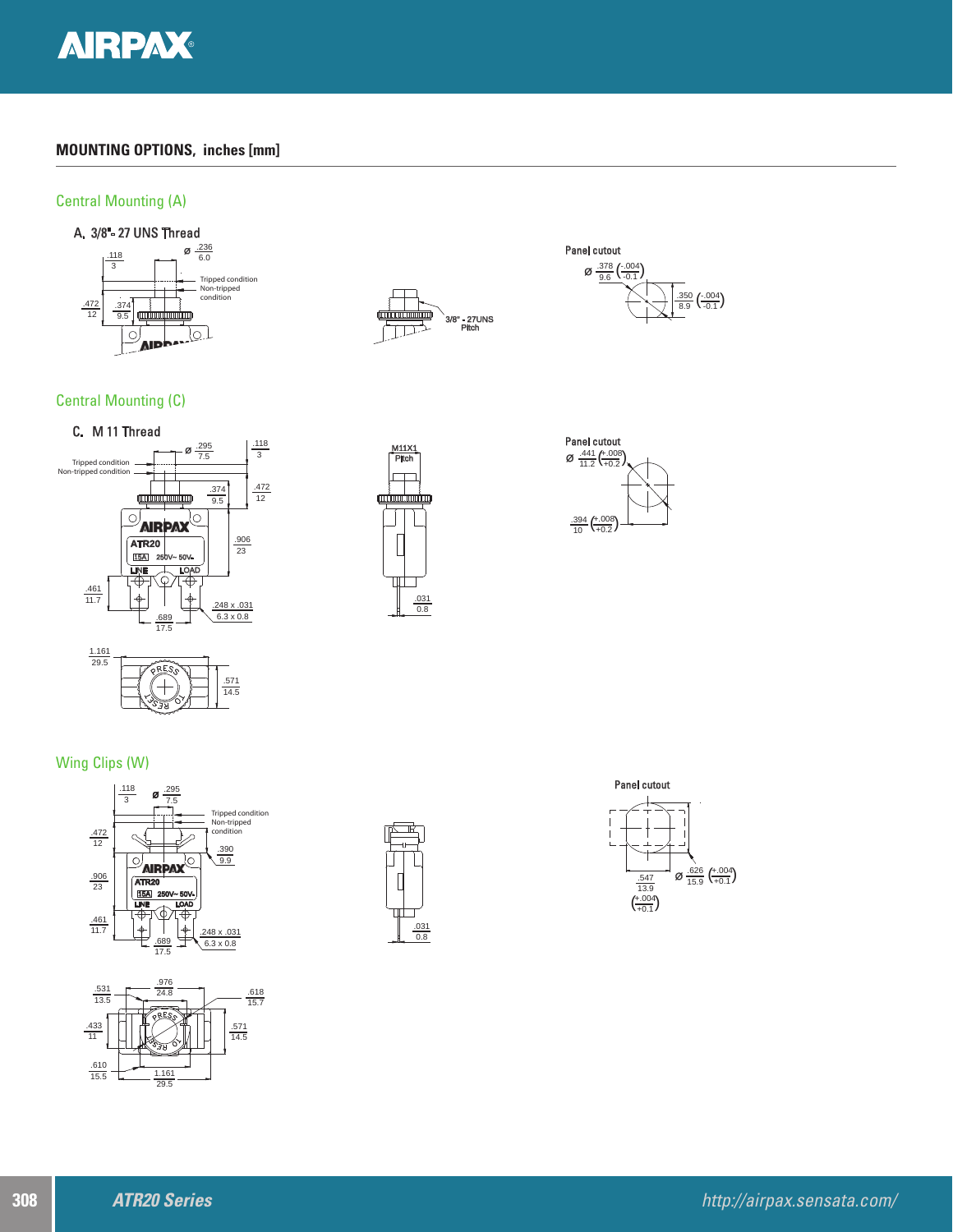## MOUNTING OPTIONS, inches [mm]

### Central Mounting (A)

A. 3/8"- 27 UNS Thread

.118 / 3 — Ø .236 / 6.0 — Tripped condition — Non-tripped condition

.472 / 12 — .374 / 9.5

3/8" - 27UNS Pitch

Panel cutout

Ø .378 / 9.6 (-.004 / -0.1)

.350 / 8.9 (-.004 / -0.1)

### Central Mounting (C)

C. M 11 Thread

Ø .295 / 7.5 — .118 / 3

Tripped condition — Non-tripped condition

.374 / 9.5 — .472 / 12

.906 / 23

.461 / 11.7 — .248 x .031 / 6.3 x 0.8 — .689 / 17.5

1.161 / 29.5 — .571 / 14.5

M11X1 Pitch

.031 / 0.8

Panel cutout

Ø .441 / 11.2 (+.008 / +0.2)

.394 / 10 (+.008 / +0.2)

### Wing Clips (W)

.118 / 3 — Ø .295 / 7.5 — Tripped condition — Non-tripped condition

.472 / 12 — .390 / 9.9

.906 / 23

.461 / 11.7 — .248 x .031 / 6.3 x 0.8 — .689 / 17.5

.531 / 13.5 — .976 / 24.8 — .618 / 15.7

.433 / 11 — .571 / 14.5

.610 / 15.5 — 1.161 / 29.5

.031 / 0.8

Panel cutout

Ø .626 / 15.9 (+.004 / +0.1)

.547 / 13.9 (+.004 / +0.1)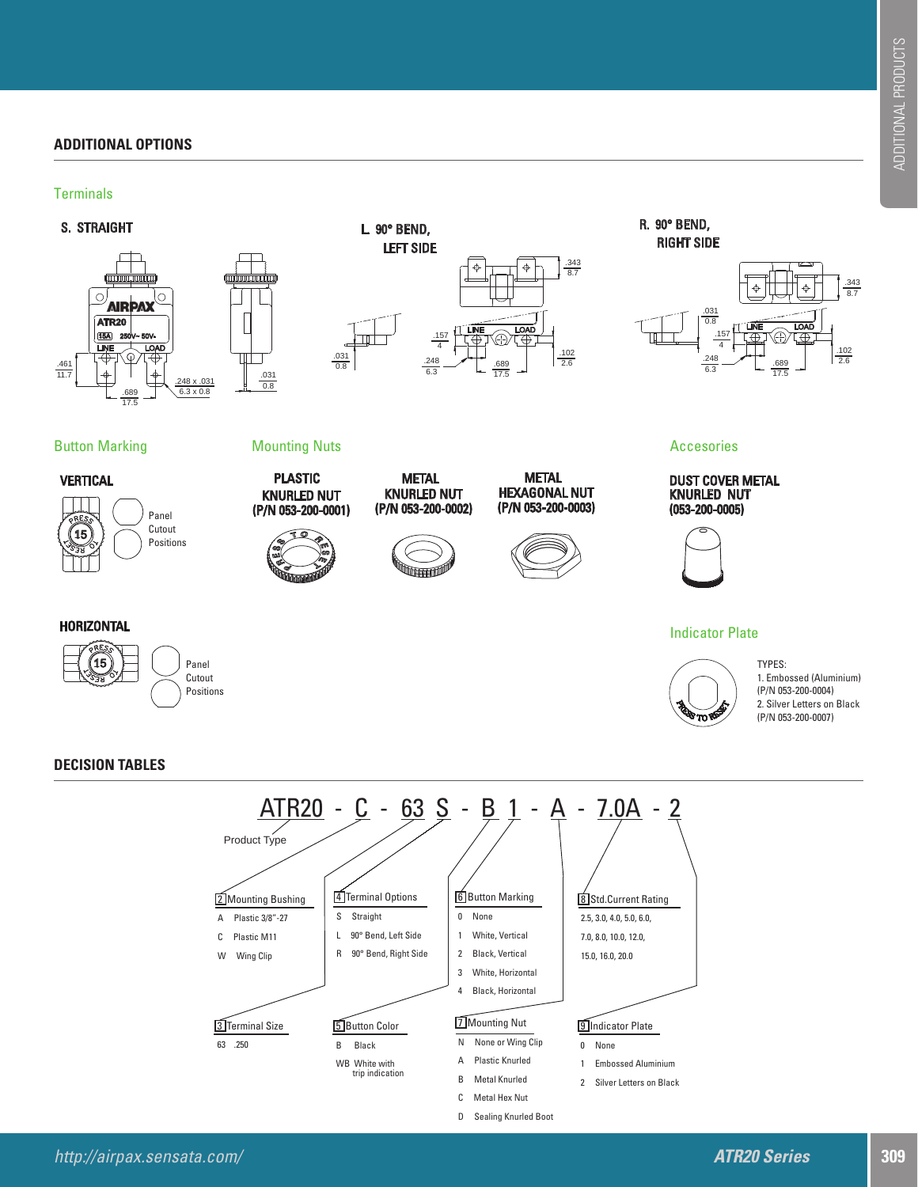## ADDITIONAL OPTIONS

### Terminals

**S. STRAIGHT**

AIRPAX
ATR20
15A 250V~ 50V⎓
LINE LOAD
.461
11.7
.689
17.5
.248 x .031
6.3 x 0.8
.031
0.8

**L. 90° BEND, LEFT SIDE**

.343
8.7
.157
4
.031
0.8
.248
6.3
.689
17.5
.102
2.6
LINE LOAD

**R. 90° BEND, RIGHT SIDE**

.343
8.7
.031
0.8
.157
4
.248
6.3
.689
17.5
.102
2.6
LINE LOAD

### Button Marking

**VERTICAL**

PRESS 15 TO RESET

Panel Cutout Positions

**HORIZONTAL**

PRESS 15 TO RESET

Panel Cutout Positions

### Mounting Nuts

**PLASTIC KNURLED NUT (P/N 053-200-0001)**

**METAL KNURLED NUT (P/N 053-200-0002)**

**METAL HEXAGONAL NUT (P/N 053-200-0003)**

### Accesories

**DUST COVER METAL KNURLED NUT (053-200-0005)**

### Indicator Plate

PRESS TO RESET

TYPES:
1. Embossed (Aluminium) (P/N 053-200-0004)
2. Silver Letters on Black (P/N 053-200-0007)

## DECISION TABLES

ATR20 - C - 63 S - B 1 - A - 7.0A - 2

Product Type

**2 Mounting Bushing**

| | |
|---|---|
| A | Plastic 3/8"-27 |
| C | Plastic M11 |
| W | Wing Clip |

**3 Terminal Size**

| | |
|---|---|
| 63 | .250 |

**4 Terminal Options**

| | |
|---|---|
| S | Straight |
| L | 90° Bend, Left Side |
| R | 90° Bend, Right Side |

**5 Button Color**

| | |
|---|---|
| B | Black |
| WB | White with trip indication |

**6 Button Marking**

| | |
|---|---|
| 0 | None |
| 1 | White, Vertical |
| 2 | Black, Vertical |
| 3 | White, Horizontal |
| 4 | Black, Horizontal |

**7 Mounting Nut**

| | |
|---|---|
| N | None or Wing Clip |
| A | Plastic Knurled |
| B | Metal Knurled |
| C | Metal Hex Nut |
| D | Sealing Knurled Boot |

**8 Std.Current Rating**

2.5, 3.0, 4.0, 5.0, 6.0, 7.0, 8.0, 10.0, 12.0, 15.0, 16.0, 20.0

**9 Indicator Plate**

| | |
|---|---|
| 0 | None |
| 1 | Embossed Aluminium |
| 2 | Silver Letters on Black |